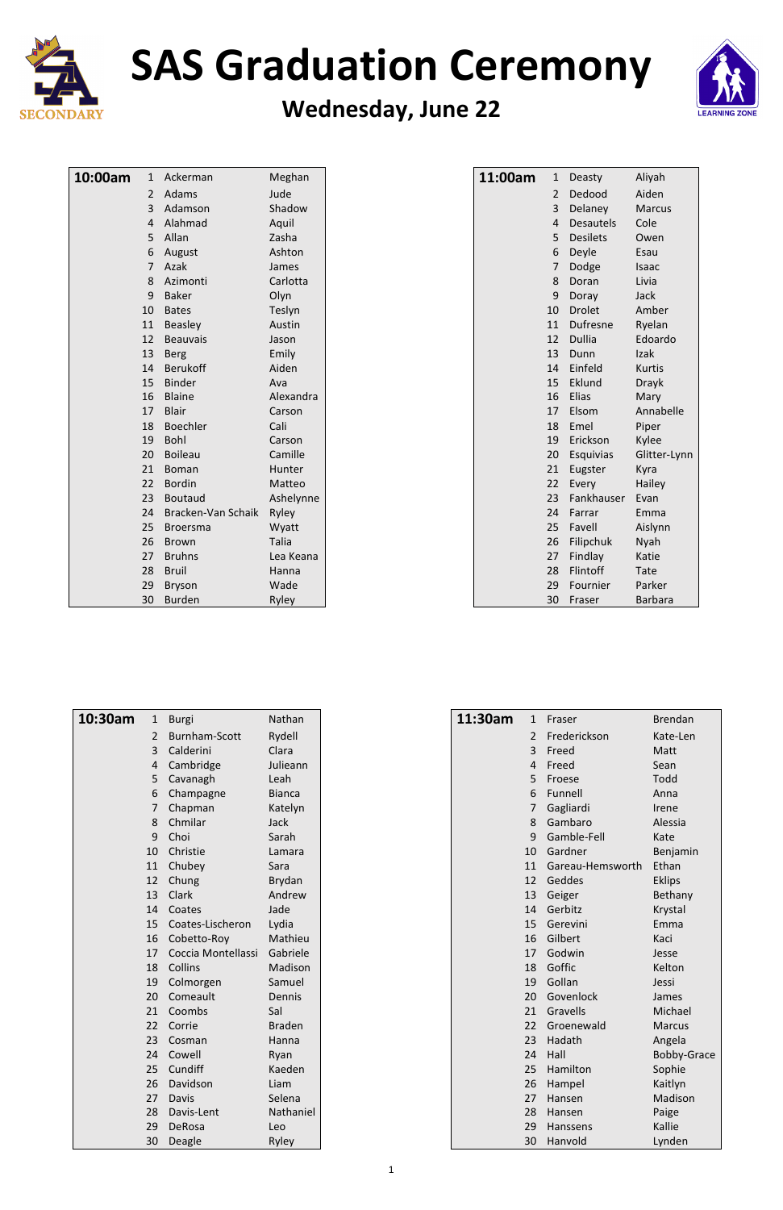# SAS Graduation Ceremony

## Wednesday, June 22

| 10:00am | # | Last Name | First Name |
|---|---|---|---|
| | 1 | Ackerman | Meghan |
| | 2 | Adams | Jude |
| | 3 | Adamson | Shadow |
| | 4 | Alahmad | Aquil |
| | 5 | Allan | Zasha |
| | 6 | August | Ashton |
| | 7 | Azak | James |
| | 8 | Azimonti | Carlotta |
| | 9 | Baker | Olyn |
| | 10 | Bates | Teslyn |
| | 11 | Beasley | Austin |
| | 12 | Beauvais | Jason |
| | 13 | Berg | Emily |
| | 14 | Berukoff | Aiden |
| | 15 | Binder | Ava |
| | 16 | Blaine | Alexandra |
| | 17 | Blair | Carson |
| | 18 | Boechler | Cali |
| | 19 | Bohl | Carson |
| | 20 | Boileau | Camille |
| | 21 | Boman | Hunter |
| | 22 | Bordin | Matteo |
| | 23 | Boutaud | Ashelynne |
| | 24 | Bracken-Van Schaik | Ryley |
| | 25 | Broersma | Wyatt |
| | 26 | Brown | Talia |
| | 27 | Bruhns | Lea Keana |
| | 28 | Bruil | Hanna |
| | 29 | Bryson | Wade |
| | 30 | Burden | Ryley |

| 10:30am | # | Last Name | First Name |
|---|---|---|---|
| | 1 | Burgi | Nathan |
| | 2 | Burnham-Scott | Rydell |
| | 3 | Calderini | Clara |
| | 4 | Cambridge | Julieann |
| | 5 | Cavanagh | Leah |
| | 6 | Champagne | Bianca |
| | 7 | Chapman | Katelyn |
| | 8 | Chmilar | Jack |
| | 9 | Choi | Sarah |
| | 10 | Christie | Lamara |
| | 11 | Chubey | Sara |
| | 12 | Chung | Brydan |
| | 13 | Clark | Andrew |
| | 14 | Coates | Jade |
| | 15 | Coates-Lischeron | Lydia |
| | 16 | Cobetto-Roy | Mathieu |
| | 17 | Coccia Montellassi | Gabriele |
| | 18 | Collins | Madison |
| | 19 | Colmorgen | Samuel |
| | 20 | Comeault | Dennis |
| | 21 | Coombs | Sal |
| | 22 | Corrie | Braden |
| | 23 | Cosman | Hanna |
| | 24 | Cowell | Ryan |
| | 25 | Cundiff | Kaeden |
| | 26 | Davidson | Liam |
| | 27 | Davis | Selena |
| | 28 | Davis-Lent | Nathaniel |
| | 29 | DeRosa | Leo |
| | 30 | Deagle | Ryley |

| 11:00am | # | Last Name | First Name |
|---|---|---|---|
| | 1 | Deasty | Aliyah |
| | 2 | Dedood | Aiden |
| | 3 | Delaney | Marcus |
| | 4 | Desautels | Cole |
| | 5 | Desilets | Owen |
| | 6 | Deyle | Esau |
| | 7 | Dodge | Isaac |
| | 8 | Doran | Livia |
| | 9 | Doray | Jack |
| | 10 | Drolet | Amber |
| | 11 | Dufresne | Ryelan |
| | 12 | Dullia | Edoardo |
| | 13 | Dunn | Izak |
| | 14 | Einfeld | Kurtis |
| | 15 | Eklund | Drayk |
| | 16 | Elias | Mary |
| | 17 | Elsom | Annabelle |
| | 18 | Emel | Piper |
| | 19 | Erickson | Kylee |
| | 20 | Esquivias | Glitter-Lynn |
| | 21 | Eugster | Kyra |
| | 22 | Every | Hailey |
| | 23 | Fankhauser | Evan |
| | 24 | Farrar | Emma |
| | 25 | Favell | Aislynn |
| | 26 | Filipchuk | Nyah |
| | 27 | Findlay | Katie |
| | 28 | Flintoff | Tate |
| | 29 | Fournier | Parker |
| | 30 | Fraser | Barbara |

| 11:30am | # | Last Name | First Name |
|---|---|---|---|
| | 1 | Fraser | Brendan |
| | 2 | Frederickson | Kate-Len |
| | 3 | Freed | Matt |
| | 4 | Freed | Sean |
| | 5 | Froese | Todd |
| | 6 | Funnell | Anna |
| | 7 | Gagliardi | Irene |
| | 8 | Gambaro | Alessia |
| | 9 | Gamble-Fell | Kate |
| | 10 | Gardner | Benjamin |
| | 11 | Gareau-Hemsworth | Ethan |
| | 12 | Geddes | Eklips |
| | 13 | Geiger | Bethany |
| | 14 | Gerbitz | Krystal |
| | 15 | Gerevini | Emma |
| | 16 | Gilbert | Kaci |
| | 17 | Godwin | Jesse |
| | 18 | Goffic | Kelton |
| | 19 | Gollan | Jessi |
| | 20 | Govenlock | James |
| | 21 | Gravells | Michael |
| | 22 | Groenewald | Marcus |
| | 23 | Hadath | Angela |
| | 24 | Hall | Bobby-Grace |
| | 25 | Hamilton | Sophie |
| | 26 | Hampel | Kaitlyn |
| | 27 | Hansen | Madison |
| | 28 | Hansen | Paige |
| | 29 | Hanssens | Kallie |
| | 30 | Hanvold | Lynden |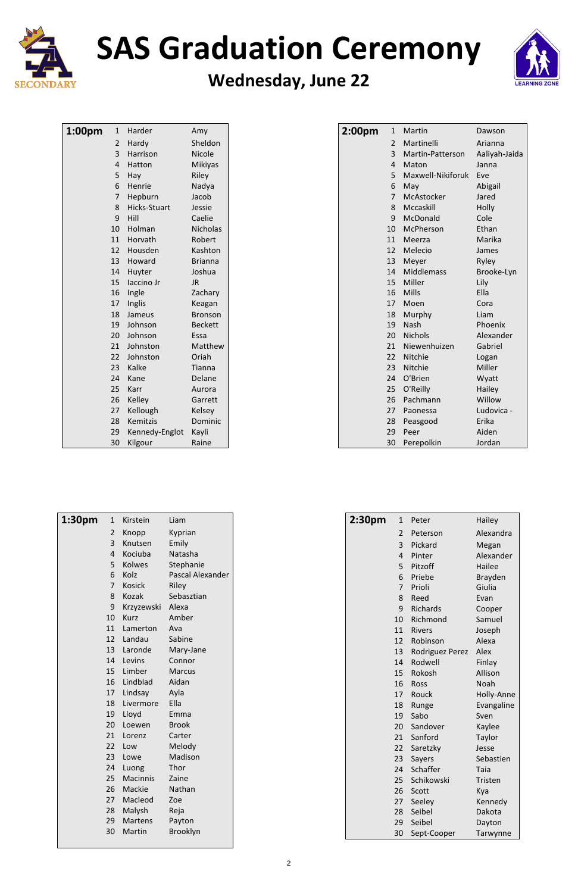# SAS Graduation Ceremony

## Wednesday, June 22

| 1:00pm | # | Last Name | First Name |
|---|---|---|---|
| | 1 | Harder | Amy |
| | 2 | Hardy | Sheldon |
| | 3 | Harrison | Nicole |
| | 4 | Hatton | Mikiyas |
| | 5 | Hay | Riley |
| | 6 | Henrie | Nadya |
| | 7 | Hepburn | Jacob |
| | 8 | Hicks-Stuart | Jessie |
| | 9 | Hill | Caelie |
| | 10 | Holman | Nicholas |
| | 11 | Horvath | Robert |
| | 12 | Housden | Kashton |
| | 13 | Howard | Brianna |
| | 14 | Huyter | Joshua |
| | 15 | Iaccino Jr | JR |
| | 16 | Ingle | Zachary |
| | 17 | Inglis | Keagan |
| | 18 | Jameus | Bronson |
| | 19 | Johnson | Beckett |
| | 20 | Johnson | Essa |
| | 21 | Johnston | Matthew |
| | 22 | Johnston | Oriah |
| | 23 | Kalke | Tianna |
| | 24 | Kane | Delane |
| | 25 | Karr | Aurora |
| | 26 | Kelley | Garrett |
| | 27 | Kellough | Kelsey |
| | 28 | Kemitzis | Dominic |
| | 29 | Kennedy-Englot | Kayli |
| | 30 | Kilgour | Raine |

| 2:00pm | # | Last Name | First Name |
|---|---|---|---|
| | 1 | Martin | Dawson |
| | 2 | Martinelli | Arianna |
| | 3 | Martin-Patterson | Aaliyah-Jaida |
| | 4 | Maton | Janna |
| | 5 | Maxwell-Nikiforuk | Eve |
| | 6 | May | Abigail |
| | 7 | McAstocker | Jared |
| | 8 | Mccaskill | Holly |
| | 9 | McDonald | Cole |
| | 10 | McPherson | Ethan |
| | 11 | Meerza | Marika |
| | 12 | Melecio | James |
| | 13 | Meyer | Ryley |
| | 14 | Middlemass | Brooke-Lyn |
| | 15 | Miller | Lily |
| | 16 | Mills | Ella |
| | 17 | Moen | Cora |
| | 18 | Murphy | Liam |
| | 19 | Nash | Phoenix |
| | 20 | Nichols | Alexander |
| | 21 | Niewenhuizen | Gabriel |
| | 22 | Nitchie | Logan |
| | 23 | Nitchie | Miller |
| | 24 | O'Brien | Wyatt |
| | 25 | O'Reilly | Hailey |
| | 26 | Pachmann | Willow |
| | 27 | Paonessa | Ludovica - |
| | 28 | Peasgood | Erika |
| | 29 | Peer | Aiden |
| | 30 | Perepolkin | Jordan |

| 1:30pm | # | Last Name | First Name |
|---|---|---|---|
| | 1 | Kirstein | Liam |
| | 2 | Knopp | Kyprian |
| | 3 | Knutsen | Emily |
| | 4 | Kociuba | Natasha |
| | 5 | Kolwes | Stephanie |
| | 6 | Kolz | Pascal Alexander |
| | 7 | Kosick | Riley |
| | 8 | Kozak | Sebasztian |
| | 9 | Krzyzewski | Alexa |
| | 10 | Kurz | Amber |
| | 11 | Lamerton | Ava |
| | 12 | Landau | Sabine |
| | 13 | Laronde | Mary-Jane |
| | 14 | Levins | Connor |
| | 15 | Limber | Marcus |
| | 16 | Lindblad | Aidan |
| | 17 | Lindsay | Ayla |
| | 18 | Livermore | Ella |
| | 19 | Lloyd | Emma |
| | 20 | Loewen | Brook |
| | 21 | Lorenz | Carter |
| | 22 | Low | Melody |
| | 23 | Lowe | Madison |
| | 24 | Luong | Thor |
| | 25 | Macinnis | Zaine |
| | 26 | Mackie | Nathan |
| | 27 | Macleod | Zoe |
| | 28 | Malysh | Reja |
| | 29 | Martens | Payton |
| | 30 | Martin | Brooklyn |

| 2:30pm | # | Last Name | First Name |
|---|---|---|---|
| | 1 | Peter | Hailey |
| | 2 | Peterson | Alexandra |
| | 3 | Pickard | Megan |
| | 4 | Pinter | Alexander |
| | 5 | Pitzoff | Hailee |
| | 6 | Priebe | Brayden |
| | 7 | Prioli | Giulia |
| | 8 | Reed | Evan |
| | 9 | Richards | Cooper |
| | 10 | Richmond | Samuel |
| | 11 | Rivers | Joseph |
| | 12 | Robinson | Alexa |
| | 13 | Rodriguez Perez | Alex |
| | 14 | Rodwell | Finlay |
| | 15 | Rokosh | Allison |
| | 16 | Ross | Noah |
| | 17 | Rouck | Holly-Anne |
| | 18 | Runge | Evangaline |
| | 19 | Sabo | Sven |
| | 20 | Sandover | Kaylee |
| | 21 | Sanford | Taylor |
| | 22 | Saretzky | Jesse |
| | 23 | Sayers | Sebastien |
| | 24 | Schaffer | Taia |
| | 25 | Schikowski | Tristen |
| | 26 | Scott | Kya |
| | 27 | Seeley | Kennedy |
| | 28 | Seibel | Dakota |
| | 29 | Seibel | Dayton |
| | 30 | Sept-Cooper | Tarwynne |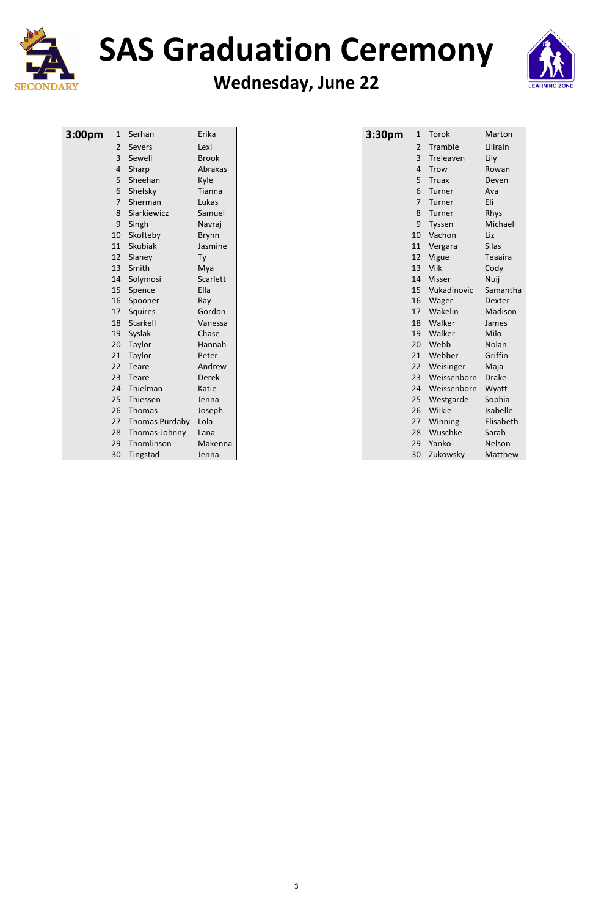# SAS Graduation Ceremony

## Wednesday, June 22

| | | | |
|---|---|---|---|
| **3:00pm** | 1 | Serhan | Erika |
| | 2 | Severs | Lexi |
| | 3 | Sewell | Brook |
| | 4 | Sharp | Abraxas |
| | 5 | Sheehan | Kyle |
| | 6 | Shefsky | Tianna |
| | 7 | Sherman | Lukas |
| | 8 | Siarkiewicz | Samuel |
| | 9 | Singh | Navraj |
| | 10 | Skofteby | Brynn |
| | 11 | Skubiak | Jasmine |
| | 12 | Slaney | Ty |
| | 13 | Smith | Mya |
| | 14 | Solymosi | Scarlett |
| | 15 | Spence | Ella |
| | 16 | Spooner | Ray |
| | 17 | Squires | Gordon |
| | 18 | Starkell | Vanessa |
| | 19 | Syslak | Chase |
| | 20 | Taylor | Hannah |
| | 21 | Taylor | Peter |
| | 22 | Teare | Andrew |
| | 23 | Teare | Derek |
| | 24 | Thielman | Katie |
| | 25 | Thiessen | Jenna |
| | 26 | Thomas | Joseph |
| | 27 | Thomas Purdaby | Lola |
| | 28 | Thomas-Johnny | Lana |
| | 29 | Thomlinson | Makenna |
| | 30 | Tingstad | Jenna |

| | | | |
|---|---|---|---|
| **3:30pm** | 1 | Torok | Marton |
| | 2 | Tramble | Lilirain |
| | 3 | Treleaven | Lily |
| | 4 | Trow | Rowan |
| | 5 | Truax | Deven |
| | 6 | Turner | Ava |
| | 7 | Turner | Eli |
| | 8 | Turner | Rhys |
| | 9 | Tyssen | Michael |
| | 10 | Vachon | Liz |
| | 11 | Vergara | Silas |
| | 12 | Vigue | Teaaira |
| | 13 | Viik | Cody |
| | 14 | Visser | Nuij |
| | 15 | Vukadinovic | Samantha |
| | 16 | Wager | Dexter |
| | 17 | Wakelin | Madison |
| | 18 | Walker | James |
| | 19 | Walker | Milo |
| | 20 | Webb | Nolan |
| | 21 | Webber | Griffin |
| | 22 | Weisinger | Maja |
| | 23 | Weissenborn | Drake |
| | 24 | Weissenborn | Wyatt |
| | 25 | Westgarde | Sophia |
| | 26 | Wilkie | Isabelle |
| | 27 | Winning | Elisabeth |
| | 28 | Wuschke | Sarah |
| | 29 | Yanko | Nelson |
| | 30 | Zukowsky | Matthew |